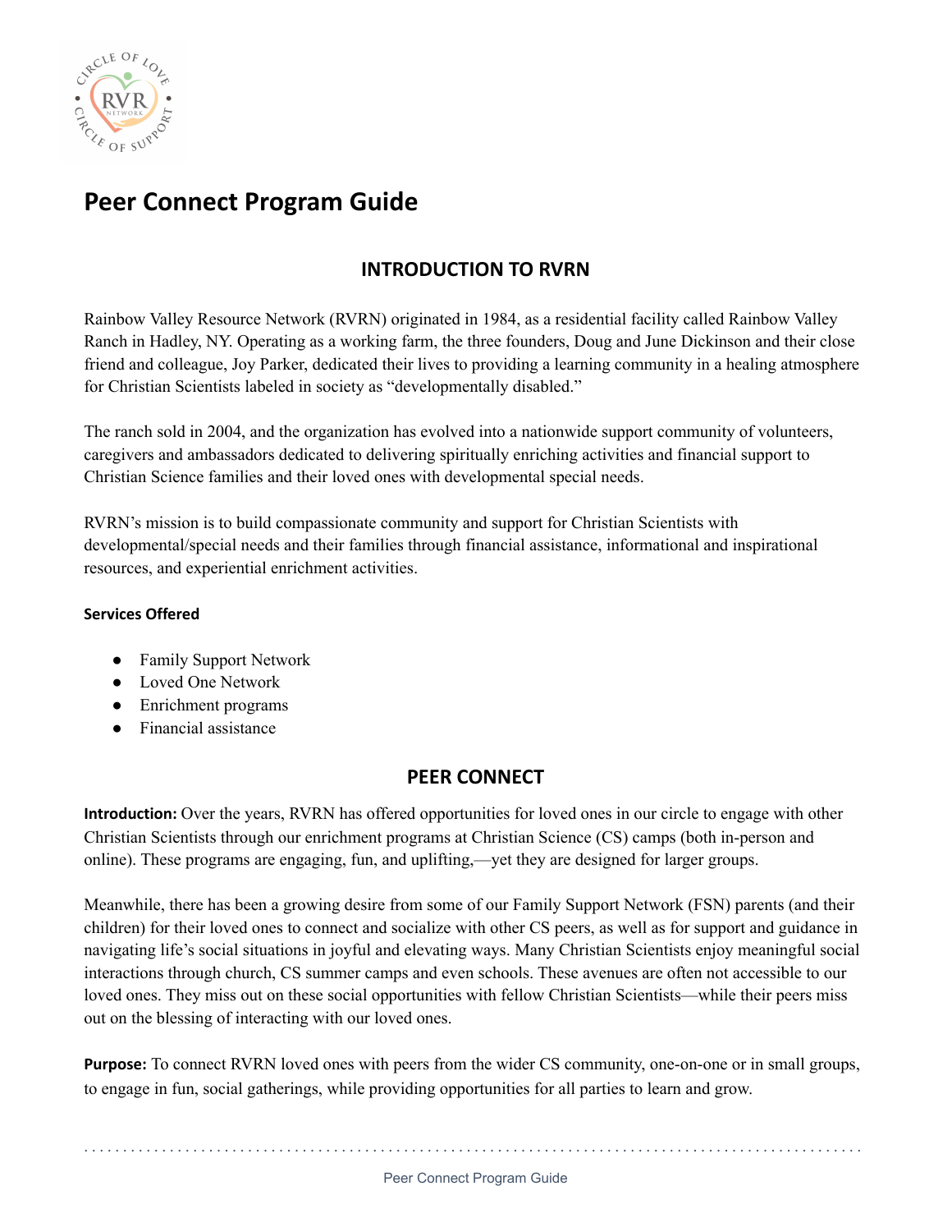# Peer Connect Program Guide

## INTRODUCTION TO RVRN

Rainbow Valley Resource Network (RVRN) originated in 1984, as a residential facility called Rainbow Valley Ranch in Hadley, NY. Operating as a working farm, the three founders, Doug and June Dickinson and their close friend and colleague, Joy Parker, dedicated their lives to providing a learning community in a healing atmosphere for Christian Scientists labeled in society as "developmentally disabled."

The ranch sold in 2004, and the organization has evolved into a nationwide support community of volunteers, caregivers and ambassadors dedicated to delivering spiritually enriching activities and financial support to Christian Science families and their loved ones with developmental special needs.

RVRN's mission is to build compassionate community and support for Christian Scientists with developmental/special needs and their families through financial assistance, informational and inspirational resources, and experiential enrichment activities.

#### Services Offered

- Family Support Network
- Loved One Network
- Enrichment programs
- Financial assistance

## PEER CONNECT

**Introduction:** Over the years, RVRN has offered opportunities for loved ones in our circle to engage with other Christian Scientists through our enrichment programs at Christian Science (CS) camps (both in-person and online). These programs are engaging, fun, and uplifting,—yet they are designed for larger groups.

Meanwhile, there has been a growing desire from some of our Family Support Network (FSN) parents (and their children) for their loved ones to connect and socialize with other CS peers, as well as for support and guidance in navigating life's social situations in joyful and elevating ways. Many Christian Scientists enjoy meaningful social interactions through church, CS summer camps and even schools. These avenues are often not accessible to our loved ones. They miss out on these social opportunities with fellow Christian Scientists—while their peers miss out on the blessing of interacting with our loved ones.

**Purpose:** To connect RVRN loved ones with peers from the wider CS community, one-on-one or in small groups, to engage in fun, social gatherings, while providing opportunities for all parties to learn and grow.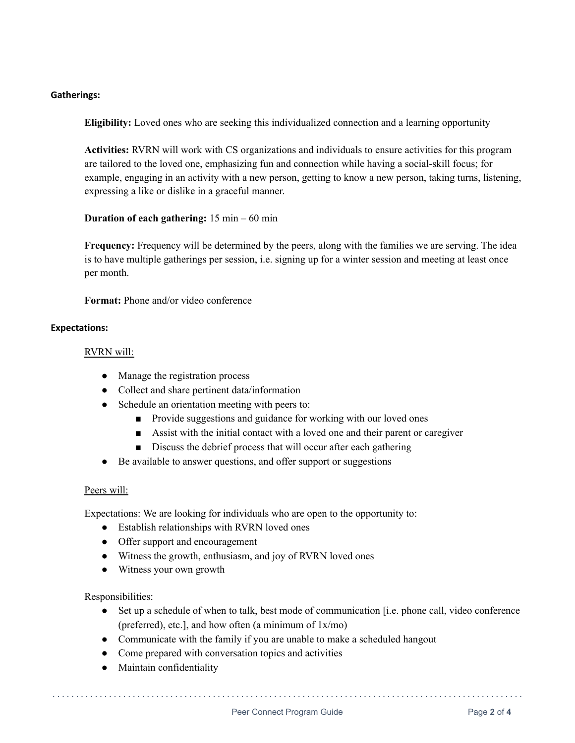**Gatherings:**

**Eligibility:** Loved ones who are seeking this individualized connection and a learning opportunity

**Activities:** RVRN will work with CS organizations and individuals to ensure activities for this program are tailored to the loved one, emphasizing fun and connection while having a social-skill focus; for example, engaging in an activity with a new person, getting to know a new person, taking turns, listening, expressing a like or dislike in a graceful manner.

**Duration of each gathering:** 15 min – 60 min

**Frequency:** Frequency will be determined by the peers, along with the families we are serving. The idea is to have multiple gatherings per session, i.e. signing up for a winter session and meeting at least once per month.

**Format:** Phone and/or video conference

**Expectations:**

<u>RVRN will:</u>

- Manage the registration process
- Collect and share pertinent data/information
- Schedule an orientation meeting with peers to:
  - Provide suggestions and guidance for working with our loved ones
  - Assist with the initial contact with a loved one and their parent or caregiver
  - Discuss the debrief process that will occur after each gathering
- Be available to answer questions, and offer support or suggestions

<u>Peers will:</u>

Expectations: We are looking for individuals who are open to the opportunity to:

- Establish relationships with RVRN loved ones
- Offer support and encouragement
- Witness the growth, enthusiasm, and joy of RVRN loved ones
- Witness your own growth

Responsibilities:

- Set up a schedule of when to talk, best mode of communication [i.e. phone call, video conference (preferred), etc.], and how often (a minimum of 1x/mo)
- Communicate with the family if you are unable to make a scheduled hangout
- Come prepared with conversation topics and activities
- Maintain confidentiality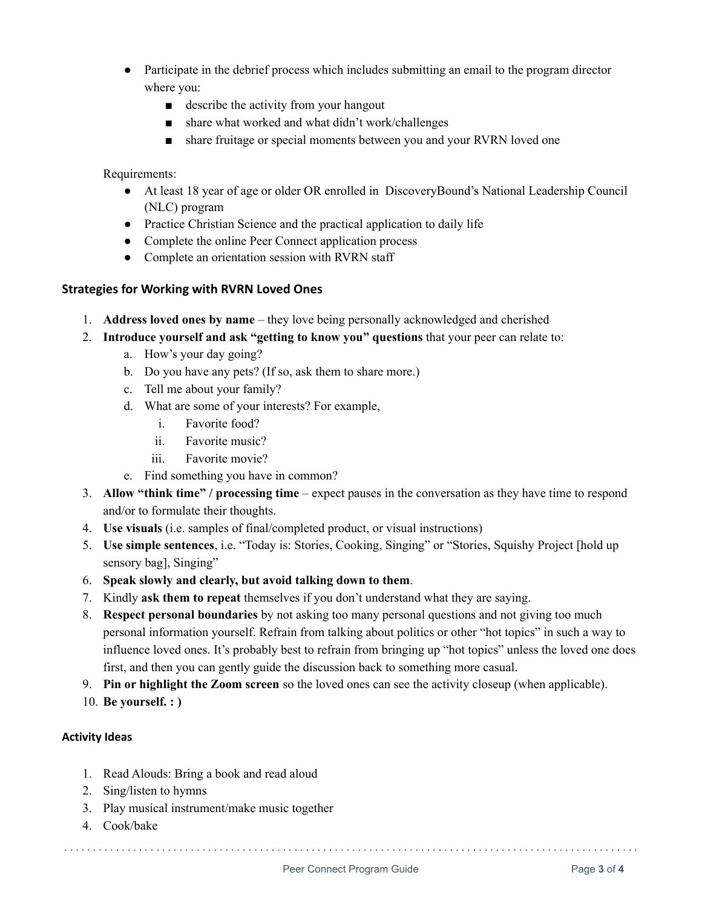- Participate in the debrief process which includes submitting an email to the program director where you:
  - describe the activity from your hangout
  - share what worked and what didn't work/challenges
  - share fruitage or special moments between you and your RVRN loved one

Requirements:

- At least 18 year of age or older OR enrolled in DiscoveryBound's National Leadership Council (NLC) program
- Practice Christian Science and the practical application to daily life
- Complete the online Peer Connect application process
- Complete an orientation session with RVRN staff

### Strategies for Working with RVRN Loved Ones

1. **Address loved ones by name** – they love being personally acknowledged and cherished
2. **Introduce yourself and ask "getting to know you" questions** that your peer can relate to:
   a. How's your day going?
   b. Do you have any pets? (If so, ask them to share more.)
   c. Tell me about your family?
   d. What are some of your interests? For example,
      i. Favorite food?
      ii. Favorite music?
      iii. Favorite movie?
   e. Find something you have in common?
3. **Allow "think time" / processing time** – expect pauses in the conversation as they have time to respond and/or to formulate their thoughts.
4. **Use visuals** (i.e. samples of final/completed product, or visual instructions)
5. **Use simple sentences**, i.e. "Today is: Stories, Cooking, Singing" or "Stories, Squishy Project [hold up sensory bag], Singing"
6. **Speak slowly and clearly, but avoid talking down to them**.
7. Kindly **ask them to repeat** themselves if you don't understand what they are saying.
8. **Respect personal boundaries** by not asking too many personal questions and not giving too much personal information yourself. Refrain from talking about politics or other "hot topics" in such a way to influence loved ones. It's probably best to refrain from bringing up "hot topics" unless the loved one does first, and then you can gently guide the discussion back to something more casual.
9. **Pin or highlight the Zoom screen** so the loved ones can see the activity closeup (when applicable).
10. **Be yourself. : )**

#### Activity Ideas

1. Read Alouds: Bring a book and read aloud
2. Sing/listen to hymns
3. Play musical instrument/make music together
4. Cook/bake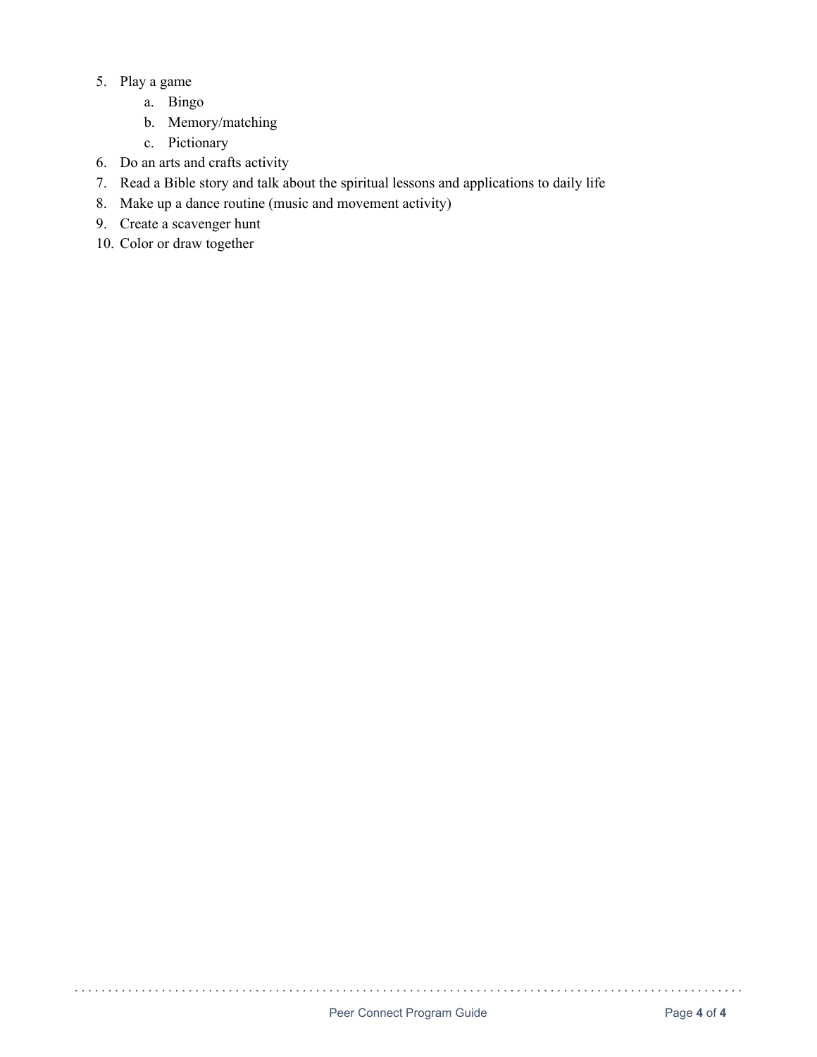5. Play a game
    a. Bingo
    b. Memory/matching
    c. Pictionary
6. Do an arts and crafts activity
7. Read a Bible story and talk about the spiritual lessons and applications to daily life
8. Make up a dance routine (music and movement activity)
9. Create a scavenger hunt
10. Color or draw together